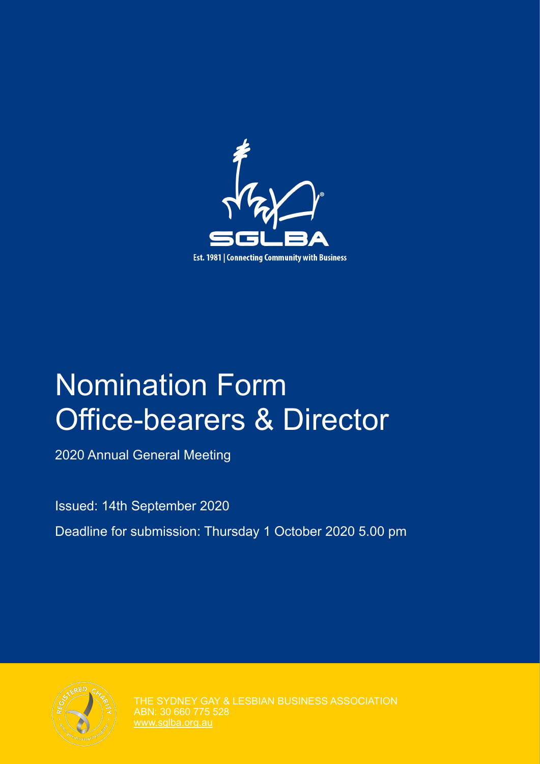SGLBA

Est. 1981 | Connecting Community with Business

# Nomination Form Office-bearers & Director

2020 Annual General Meeting

Issued: 14th September 2020

Deadline for submission: Thursday 1 October 2020 5.00 pm

THE SYDNEY GAY & LESBIAN BUSINESS ASSOCIATION
ABN: 30 660 775 528
www.sglba.org.au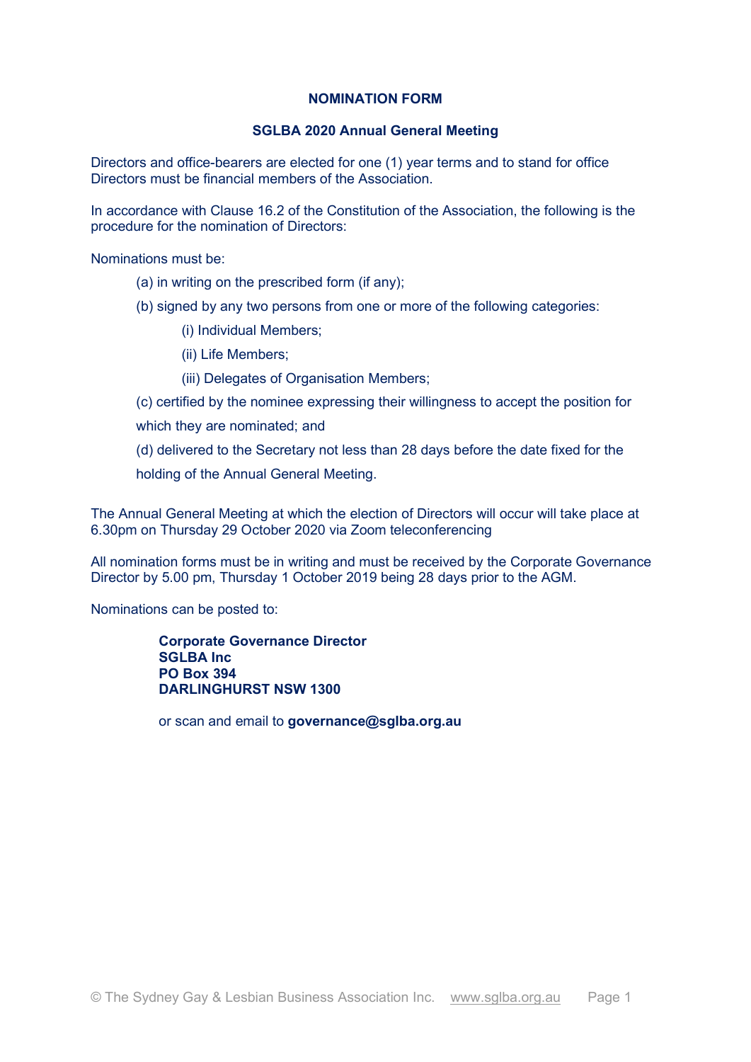## NOMINATION FORM

### SGLBA 2020 Annual General Meeting

Directors and office-bearers are elected for one (1) year terms and to stand for office Directors must be financial members of the Association.

In accordance with Clause 16.2 of the Constitution of the Association, the following is the procedure for the nomination of Directors:

Nominations must be:

(a) in writing on the prescribed form (if any);

(b) signed by any two persons from one or more of the following categories:

(i) Individual Members;

(ii) Life Members;

(iii) Delegates of Organisation Members;

(c) certified by the nominee expressing their willingness to accept the position for which they are nominated; and

(d) delivered to the Secretary not less than 28 days before the date fixed for the holding of the Annual General Meeting.

The Annual General Meeting at which the election of Directors will occur will take place at 6.30pm on Thursday 29 October 2020 via Zoom teleconferencing

All nomination forms must be in writing and must be received by the Corporate Governance Director by 5.00 pm, Thursday 1 October 2019 being 28 days prior to the AGM.

Nominations can be posted to:

**Corporate Governance Director**
**SGLBA Inc**
**PO Box 394**
**DARLINGHURST NSW 1300**

or scan and email to **governance@sglba.org.au**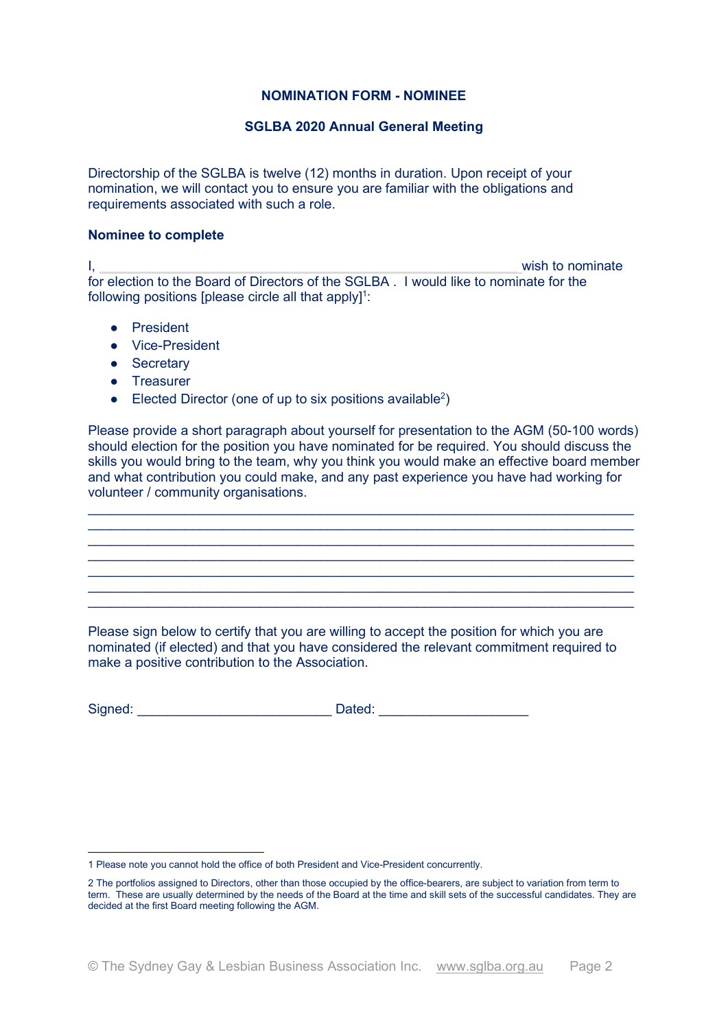**NOMINATION FORM - NOMINEE**

**SGLBA 2020 Annual General Meeting**

Directorship of the SGLBA is twelve (12) months in duration. Upon receipt of your nomination, we will contact you to ensure you are familiar with the obligations and requirements associated with such a role.

**Nominee to complete**

I, ____________________________________________________ wish to nominate for election to the Board of Directors of the SGLBA . I would like to nominate for the following positions [please circle all that apply][1]:

- President
- Vice-President
- Secretary
- Treasurer
- Elected Director (one of up to six positions available[2])

Please provide a short paragraph about yourself for presentation to the AGM (50-100 words) should election for the position you have nominated for be required. You should discuss the skills you would bring to the team, why you think you would make an effective board member and what contribution you could make, and any past experience you have had working for volunteer / community organisations.

______________________________________________________________________
______________________________________________________________________
______________________________________________________________________
______________________________________________________________________
______________________________________________________________________
______________________________________________________________________
______________________________________________________________________

Please sign below to certify that you are willing to accept the position for which you are nominated (if elected) and that you have considered the relevant commitment required to make a positive contribution to the Association.

Signed: _________________________ Dated: ___________________

1 Please note you cannot hold the office of both President and Vice-President concurrently.

2 The portfolios assigned to Directors, other than those occupied by the office-bearers, are subject to variation from term to term. These are usually determined by the needs of the Board at the time and skill sets of the successful candidates. They are decided at the first Board meeting following the AGM.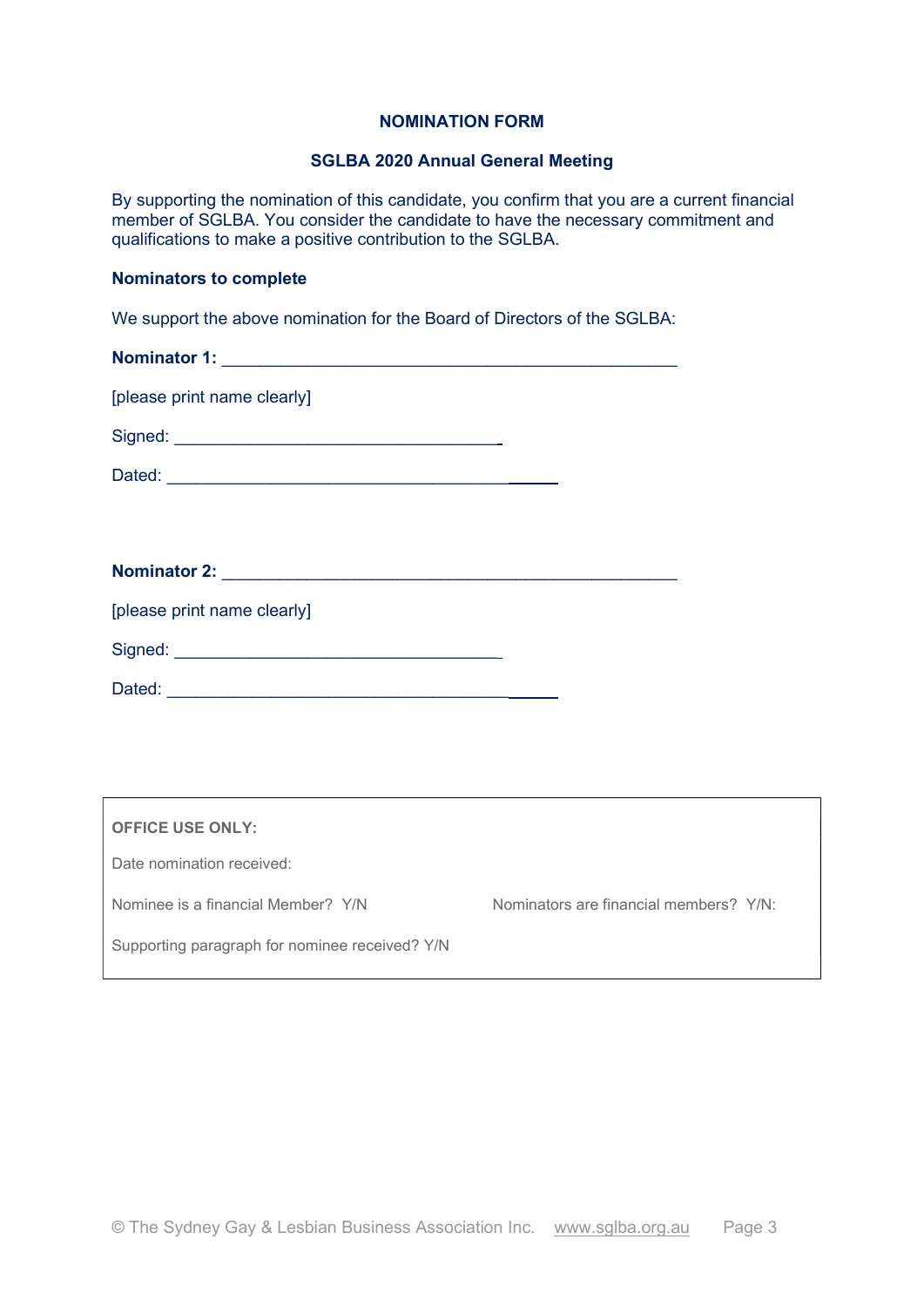**NOMINATION FORM**

**SGLBA 2020 Annual General Meeting**

By supporting the nomination of this candidate, you confirm that you are a current financial member of SGLBA. You consider the candidate to have the necessary commitment and qualifications to make a positive contribution to the SGLBA.

**Nominators to complete**

We support the above nomination for the Board of Directors of the SGLBA:

**Nominator 1:** ________________________________________________

[please print name clearly]

Signed: __________________________________

Dated: ________________________________________

**Nominator 2:** ________________________________________________

[please print name clearly]

Signed: __________________________________

Dated: ________________________________________

**OFFICE USE ONLY:**

Date nomination received:

Nominee is a financial Member? Y/N

Nominators are financial members? Y/N:

Supporting paragraph for nominee received? Y/N